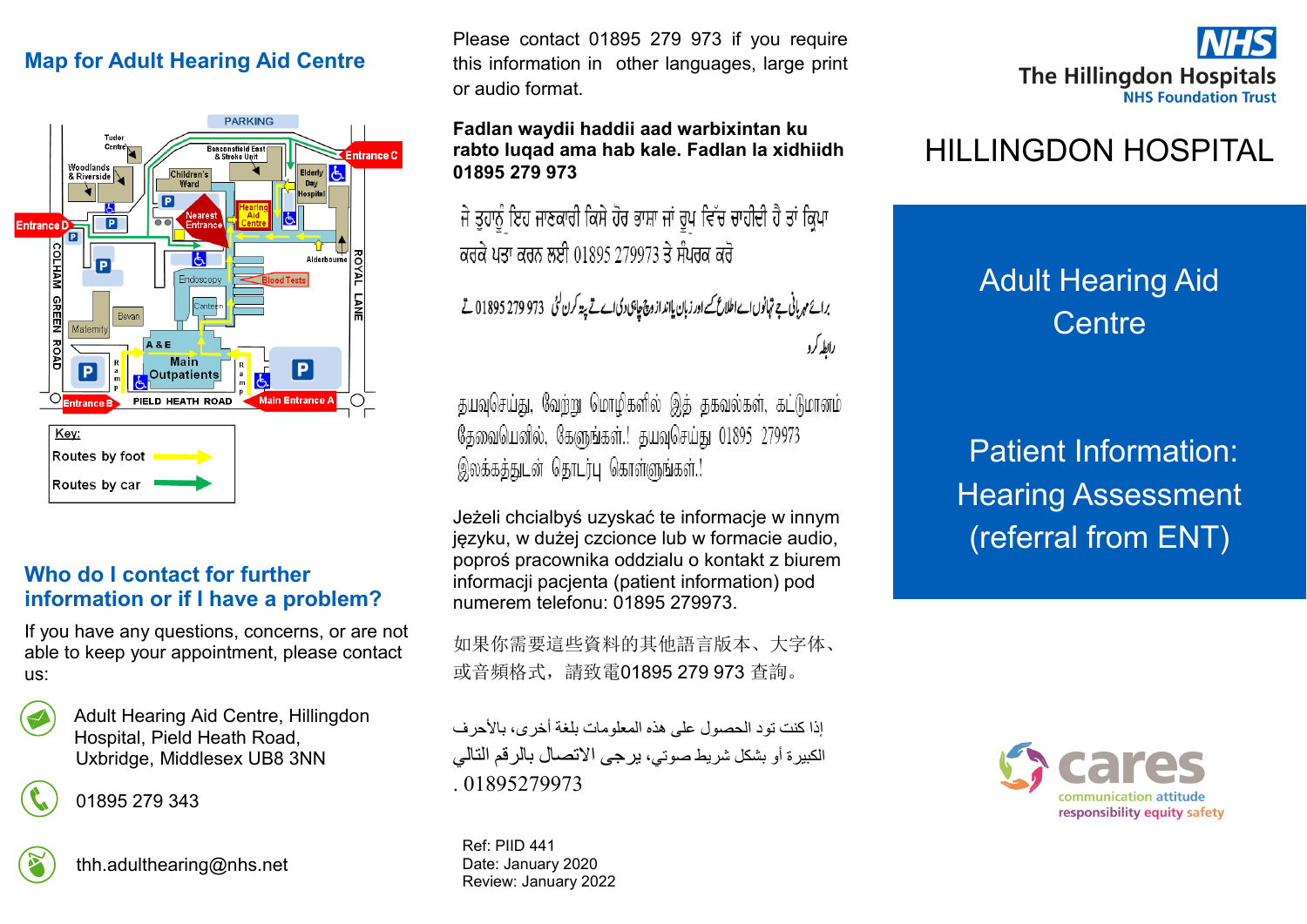## Map for Adult Hearing Aid Centre

Key:

Routes by foot

Routes by car

## Who do I contact for further information or if I have a problem?

If you have any questions, concerns, or are not able to keep your appointment, please contact us:

Adult Hearing Aid Centre, Hillingdon Hospital, Pield Heath Road, Uxbridge, Middlesex UB8 3NN

01895 279 343

thh.adulthearing@nhs.net

Please contact 01895 279 973 if you require this information in other languages, large print or audio format.

**Fadlan waydii haddii aad warbixintan ku rabto luqad ama hab kale. Fadlan la xidhiidh 01895 279 973**

ਜੇ ਤੁਹਾਨੂੰ ਇਹ ਜਾਣਕਾਰੀ ਕਿਸੇ ਹੋਰ ਭਾਸ਼ਾ ਜਾਂ ਰੂਪ ਵਿੱਚ ਚਾਹੀਦੀ ਹੈ ਤਾਂ ਕ੍ਰਿਪਾ ਕਰਕੇ ਪਤਾ ਕਰਨ ਲਈ 01895 279973 ਤੇ ਸੰਪਰਕ ਕਰੋ

براۓ مہربانی یہ جاننے کیلئے کہ کیا یہ معلومات کسی اور زبان یا انداز میں دستیاب ہیں 01895 279 973 سے رابطہ کرو

தயவுசெய்து, வேற்று மொழிகளில் இத் தகவல்கள், கட்டுமானம் தேவையெனில், கேளுங்கள்.! தயவுசெய்து 01895 279973 இலக்கத்துடன் தொடர்பு கொள்ளுங்கள்.!

Jeżeli chcialbyś uzyskać te informacje w innym języku, w dużej czcionce lub w formacie audio, poproś pracownika oddzialu o kontakt z biurem informacji pacjenta (patient information) pod numerem telefonu: 01895 279973.

如果你需要這些資料的其他語言版本、大字体、或音頻格式，請致電01895 279 973 查詢。

إذا كنت تود الحصول على هذه المعلومات بلغة أخرى، بالأحرف الكبيرة أو بشكل شريط صوتي، يرجى الاتصال بالرقم التالي 01895279973.

Ref: PIID 441
Date: January 2020
Review: January 2022

NHS The Hillingdon Hospitals NHS Foundation Trust

# HILLINGDON HOSPITAL

## Adult Hearing Aid Centre

## Patient Information: Hearing Assessment (referral from ENT)

cares — communication attitude responsibility equity safety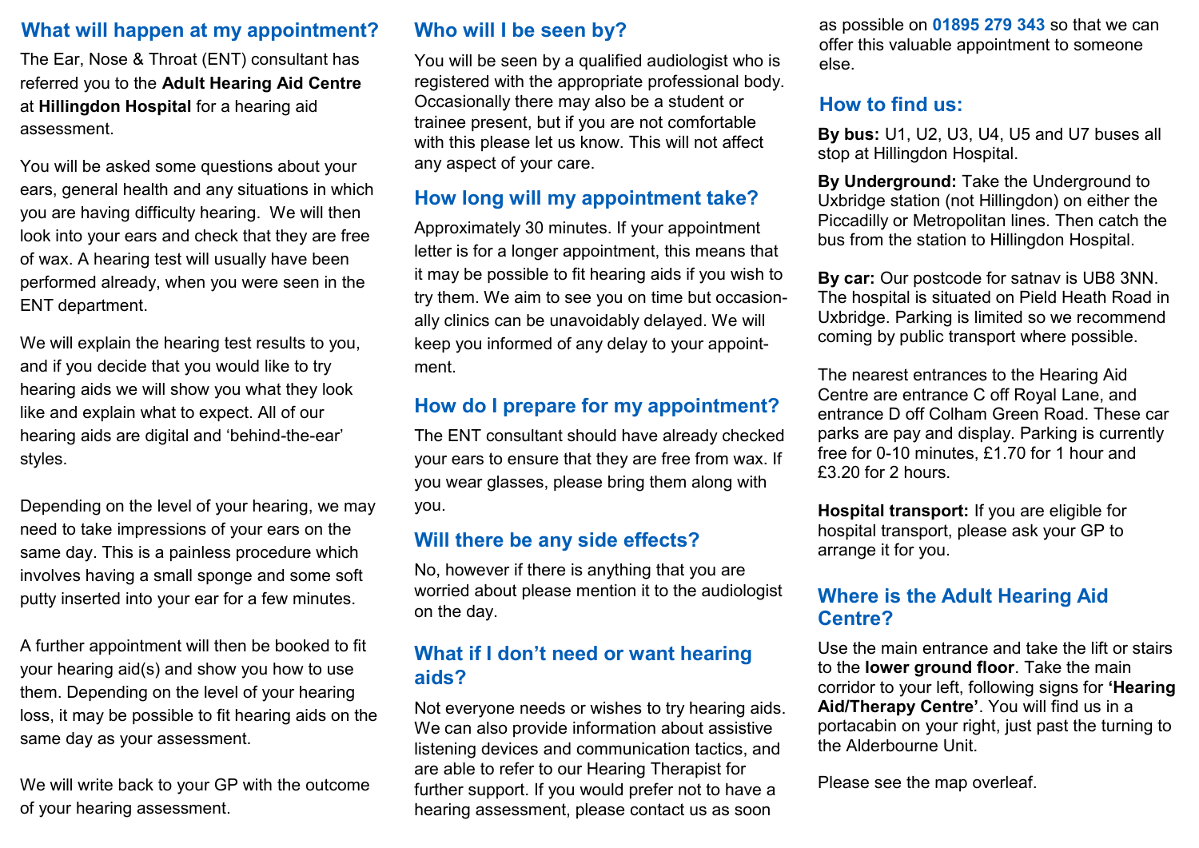## What will happen at my appointment?

The Ear, Nose & Throat (ENT) consultant has referred you to the **Adult Hearing Aid Centre** at **Hillingdon Hospital** for a hearing aid assessment.

You will be asked some questions about your ears, general health and any situations in which you are having difficulty hearing. We will then look into your ears and check that they are free of wax. A hearing test will usually have been performed already, when you were seen in the ENT department.

We will explain the hearing test results to you, and if you decide that you would like to try hearing aids we will show you what they look like and explain what to expect. All of our hearing aids are digital and 'behind-the-ear' styles.

Depending on the level of your hearing, we may need to take impressions of your ears on the same day. This is a painless procedure which involves having a small sponge and some soft putty inserted into your ear for a few minutes.

A further appointment will then be booked to fit your hearing aid(s) and show you how to use them. Depending on the level of your hearing loss, it may be possible to fit hearing aids on the same day as your assessment.

We will write back to your GP with the outcome of your hearing assessment.

## Who will I be seen by?

You will be seen by a qualified audiologist who is registered with the appropriate professional body. Occasionally there may also be a student or trainee present, but if you are not comfortable with this please let us know. This will not affect any aspect of your care.

## How long will my appointment take?

Approximately 30 minutes. If your appointment letter is for a longer appointment, this means that it may be possible to fit hearing aids if you wish to try them. We aim to see you on time but occasionally clinics can be unavoidably delayed. We will keep you informed of any delay to your appointment.

## How do I prepare for my appointment?

The ENT consultant should have already checked your ears to ensure that they are free from wax. If you wear glasses, please bring them along with you.

## Will there be any side effects?

No, however if there is anything that you are worried about please mention it to the audiologist on the day.

## What if I don't need or want hearing aids?

Not everyone needs or wishes to try hearing aids. We can also provide information about assistive listening devices and communication tactics, and are able to refer to our Hearing Therapist for further support. If you would prefer not to have a hearing assessment, please contact us as soon as possible on **01895 279 343** so that we can offer this valuable appointment to someone else.

## How to find us:

**By bus:** U1, U2, U3, U4, U5 and U7 buses all stop at Hillingdon Hospital.

**By Underground:** Take the Underground to Uxbridge station (not Hillingdon) on either the Piccadilly or Metropolitan lines. Then catch the bus from the station to Hillingdon Hospital.

**By car:** Our postcode for satnav is UB8 3NN. The hospital is situated on Pield Heath Road in Uxbridge. Parking is limited so we recommend coming by public transport where possible.

The nearest entrances to the Hearing Aid Centre are entrance C off Royal Lane, and entrance D off Colham Green Road. These car parks are pay and display. Parking is currently free for 0-10 minutes, £1.70 for 1 hour and £3.20 for 2 hours.

**Hospital transport:** If you are eligible for hospital transport, please ask your GP to arrange it for you.

## Where is the Adult Hearing Aid Centre?

Use the main entrance and take the lift or stairs to the **lower ground floor**. Take the main corridor to your left, following signs for **'Hearing Aid/Therapy Centre'**. You will find us in a portacabin on your right, just past the turning to the Alderbourne Unit.

Please see the map overleaf.